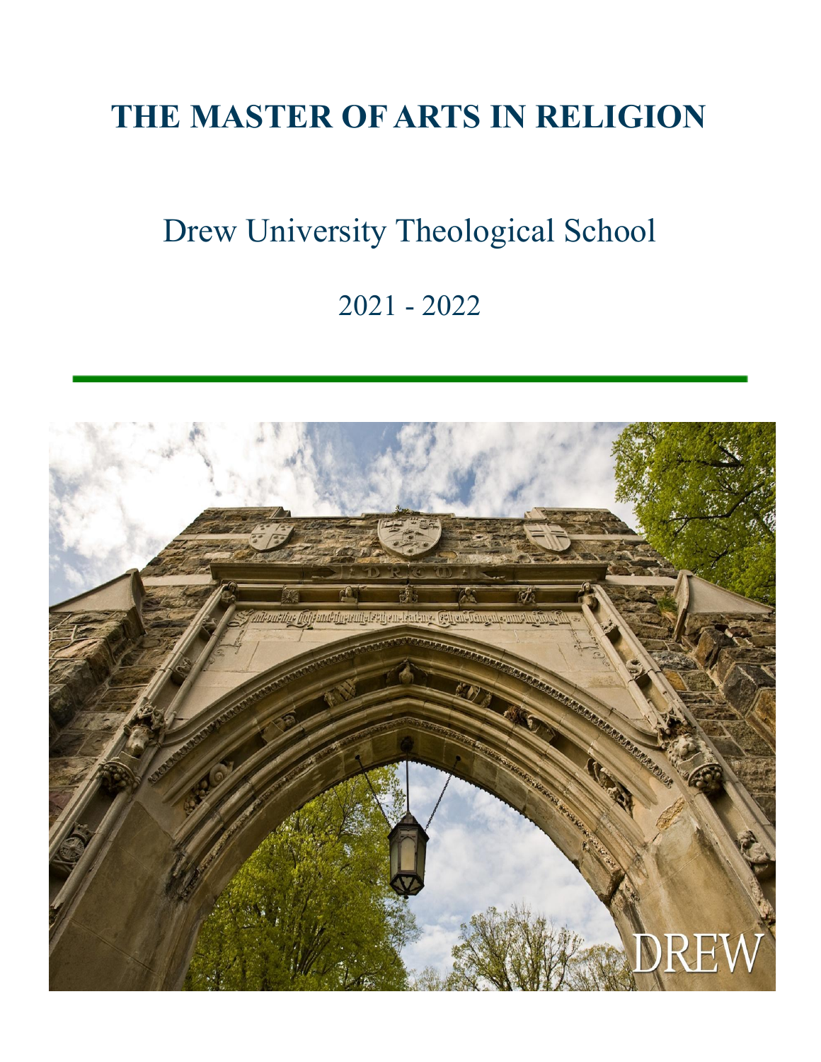# THE MASTER OF ARTS IN RELIGION

## Drew University Theological School

2021 - 2022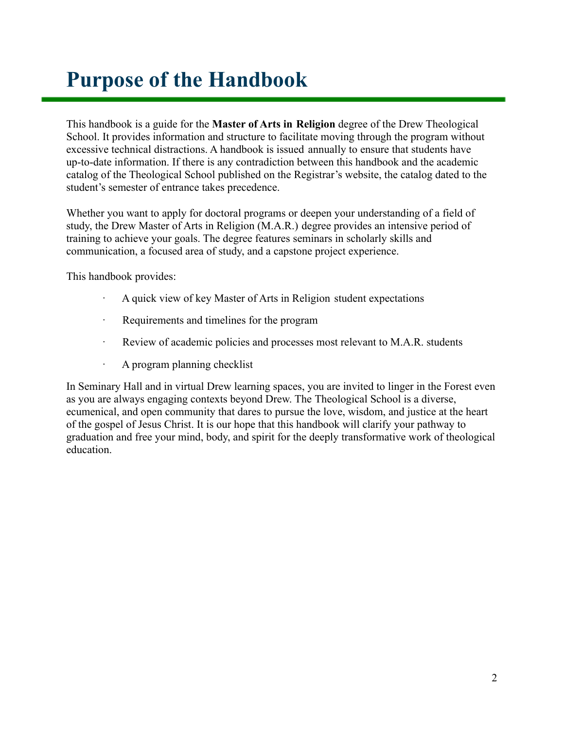# Purpose of the Handbook

This handbook is a guide for the **Master of Arts in Religion** degree of the Drew Theological School. It provides information and structure to facilitate moving through the program without excessive technical distractions. A handbook is issued annually to ensure that students have up-to-date information. If there is any contradiction between this handbook and the academic catalog of the Theological School published on the Registrar's website, the catalog dated to the student's semester of entrance takes precedence.

Whether you want to apply for doctoral programs or deepen your understanding of a field of study, the Drew Master of Arts in Religion (M.A.R.) degree provides an intensive period of training to achieve your goals. The degree features seminars in scholarly skills and communication, a focused area of study, and a capstone project experience.

This handbook provides:

- A quick view of key Master of Arts in Religion student expectations
- Requirements and timelines for the program
- Review of academic policies and processes most relevant to M.A.R. students
- A program planning checklist

In Seminary Hall and in virtual Drew learning spaces, you are invited to linger in the Forest even as you are always engaging contexts beyond Drew. The Theological School is a diverse, ecumenical, and open community that dares to pursue the love, wisdom, and justice at the heart of the gospel of Jesus Christ. It is our hope that this handbook will clarify your pathway to graduation and free your mind, body, and spirit for the deeply transformative work of theological education.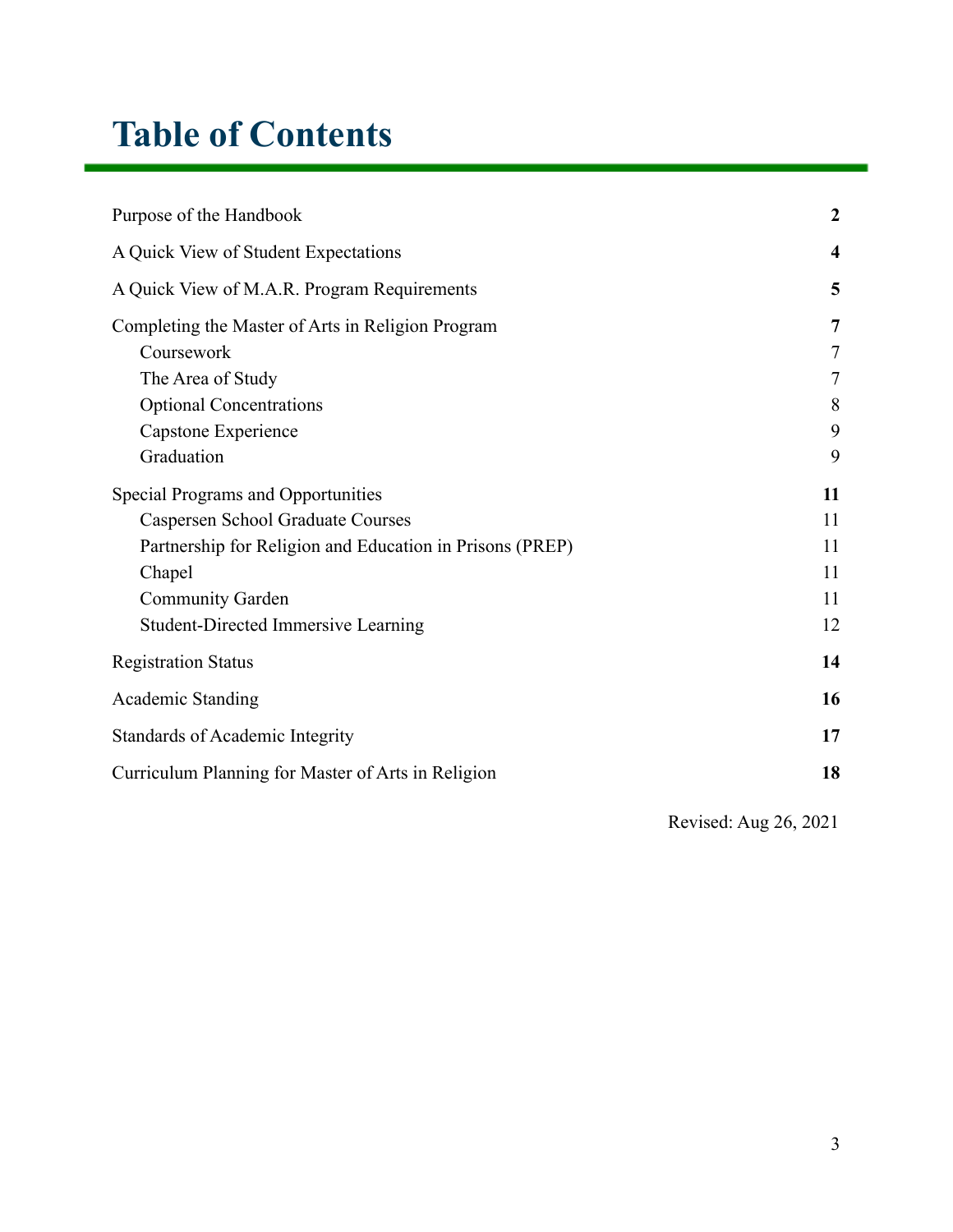# Table of Contents

| | |
|---|---|
| Purpose of the Handbook | **2** |
| A Quick View of Student Expectations | **4** |
| A Quick View of M.A.R. Program Requirements | **5** |
| Completing the Master of Arts in Religion Program | **7** |
| Coursework | 7 |
| The Area of Study | 7 |
| Optional Concentrations | 8 |
| Capstone Experience | 9 |
| Graduation | 9 |
| Special Programs and Opportunities | **11** |
| Caspersen School Graduate Courses | 11 |
| Partnership for Religion and Education in Prisons (PREP) | 11 |
| Chapel | 11 |
| Community Garden | 11 |
| Student-Directed Immersive Learning | 12 |
| Registration Status | **14** |
| Academic Standing | **16** |
| Standards of Academic Integrity | **17** |
| Curriculum Planning for Master of Arts in Religion | **18** |

Revised: Aug 26, 2021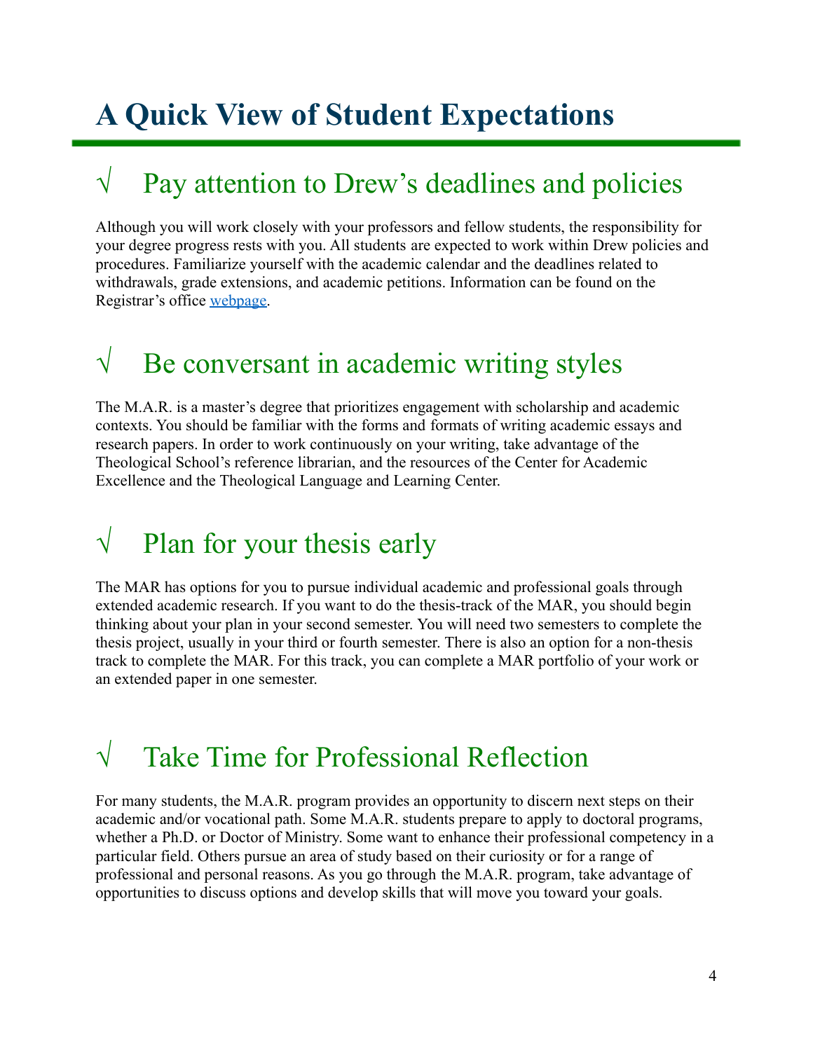# A Quick View of Student Expectations

## √ Pay attention to Drew's deadlines and policies

Although you will work closely with your professors and fellow students, the responsibility for your degree progress rests with you. All students are expected to work within Drew policies and procedures. Familiarize yourself with the academic calendar and the deadlines related to withdrawals, grade extensions, and academic petitions. Information can be found on the Registrar's office webpage.

## √ Be conversant in academic writing styles

The M.A.R. is a master's degree that prioritizes engagement with scholarship and academic contexts. You should be familiar with the forms and formats of writing academic essays and research papers. In order to work continuously on your writing, take advantage of the Theological School's reference librarian, and the resources of the Center for Academic Excellence and the Theological Language and Learning Center.

## √ Plan for your thesis early

The MAR has options for you to pursue individual academic and professional goals through extended academic research. If you want to do the thesis-track of the MAR, you should begin thinking about your plan in your second semester. You will need two semesters to complete the thesis project, usually in your third or fourth semester. There is also an option for a non-thesis track to complete the MAR. For this track, you can complete a MAR portfolio of your work or an extended paper in one semester.

## √ Take Time for Professional Reflection

For many students, the M.A.R. program provides an opportunity to discern next steps on their academic and/or vocational path. Some M.A.R. students prepare to apply to doctoral programs, whether a Ph.D. or Doctor of Ministry. Some want to enhance their professional competency in a particular field. Others pursue an area of study based on their curiosity or for a range of professional and personal reasons. As you go through the M.A.R. program, take advantage of opportunities to discuss options and develop skills that will move you toward your goals.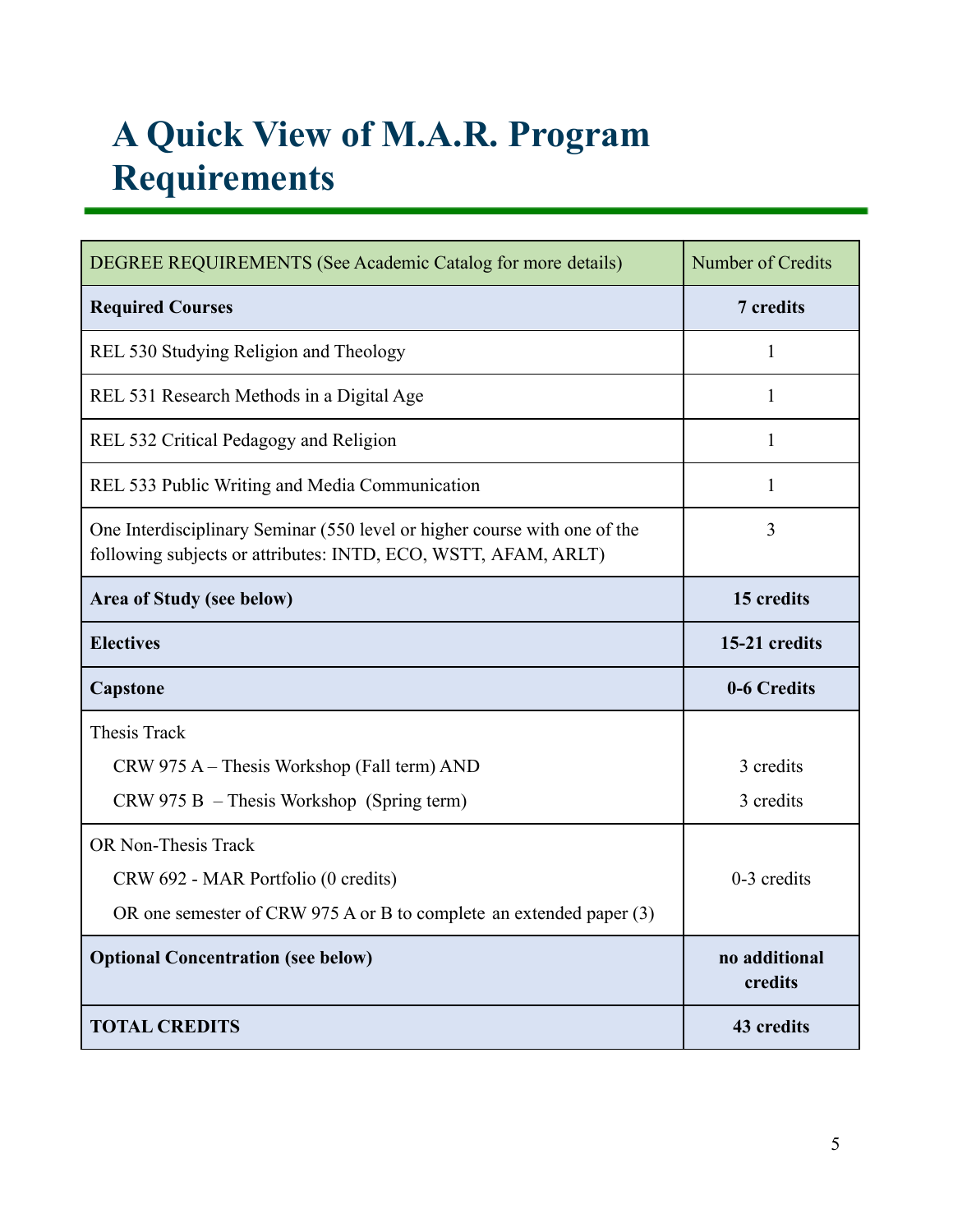# A Quick View of M.A.R. Program Requirements

| DEGREE REQUIREMENTS (See Academic Catalog for more details) | Number of Credits |
|---|---|
| **Required Courses** | **7 credits** |
| REL 530 Studying Religion and Theology | 1 |
| REL 531 Research Methods in a Digital Age | 1 |
| REL 532 Critical Pedagogy and Religion | 1 |
| REL 533 Public Writing and Media Communication | 1 |
| One Interdisciplinary Seminar (550 level or higher course with one of the following subjects or attributes: INTD, ECO, WSTT, AFAM, ARLT) | 3 |
| **Area of Study (see below)** | **15 credits** |
| **Electives** | **15-21 credits** |
| **Capstone** | **0-6 Credits** |
| Thesis Track<br>CRW 975 A – Thesis Workshop (Fall term) AND<br>CRW 975 B – Thesis Workshop (Spring term) | <br>3 credits<br>3 credits |
| OR Non-Thesis Track<br>CRW 692 - MAR Portfolio (0 credits)<br>OR one semester of CRW 975 A or B to complete an extended paper (3) | 0-3 credits |
| **Optional Concentration (see below)** | **no additional credits** |
| **TOTAL CREDITS** | **43 credits** |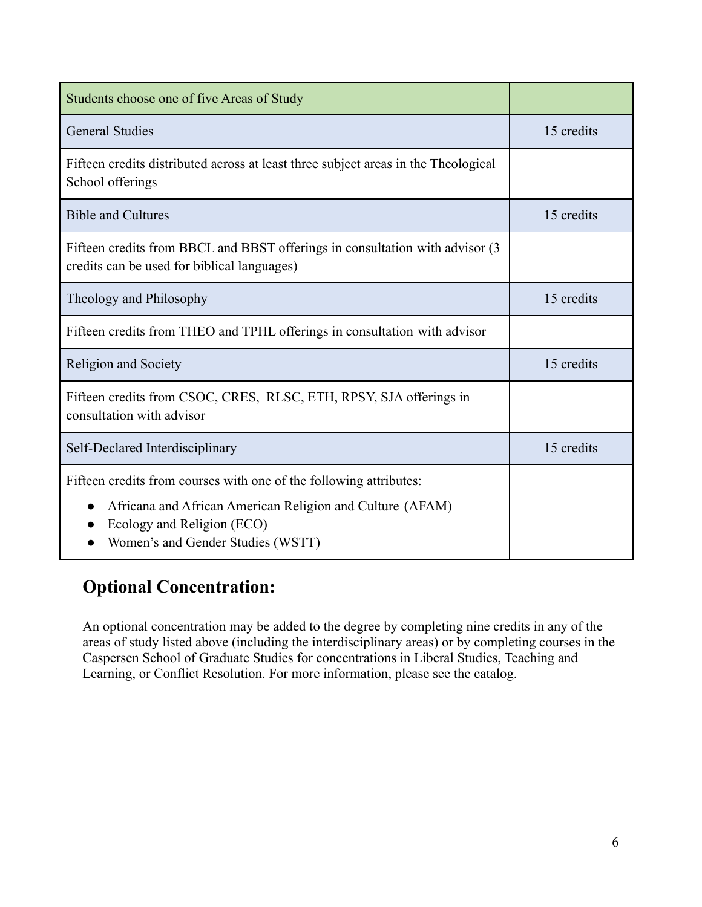| Students choose one of five Areas of Study | |
|---|---|
| General Studies | 15 credits |
| Fifteen credits distributed across at least three subject areas in the Theological School offerings | |
| Bible and Cultures | 15 credits |
| Fifteen credits from BBCL and BBST offerings in consultation with advisor (3 credits can be used for biblical languages) | |
| Theology and Philosophy | 15 credits |
| Fifteen credits from THEO and TPHL offerings in consultation with advisor | |
| Religion and Society | 15 credits |
| Fifteen credits from CSOC, CRES, RLSC, ETH, RPSY, SJA offerings in consultation with advisor | |
| Self-Declared Interdisciplinary | 15 credits |
| Fifteen credits from courses with one of the following attributes: <br>• Africana and African American Religion and Culture (AFAM) <br>• Ecology and Religion (ECO) <br>• Women's and Gender Studies (WSTT) | |

## Optional Concentration:

An optional concentration may be added to the degree by completing nine credits in any of the areas of study listed above (including the interdisciplinary areas) or by completing courses in the Caspersen School of Graduate Studies for concentrations in Liberal Studies, Teaching and Learning, or Conflict Resolution. For more information, please see the catalog.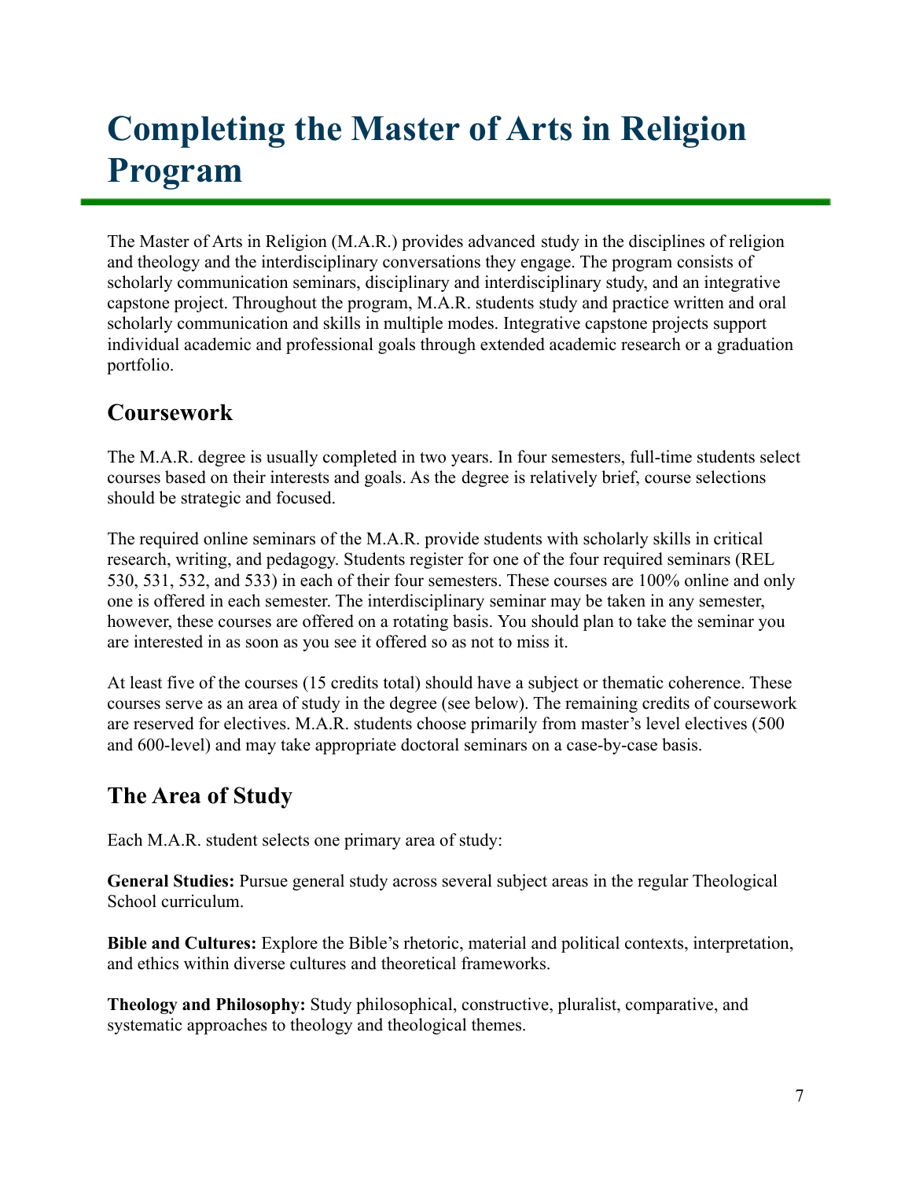# Completing the Master of Arts in Religion Program

The Master of Arts in Religion (M.A.R.) provides advanced study in the disciplines of religion and theology and the interdisciplinary conversations they engage. The program consists of scholarly communication seminars, disciplinary and interdisciplinary study, and an integrative capstone project. Throughout the program, M.A.R. students study and practice written and oral scholarly communication and skills in multiple modes. Integrative capstone projects support individual academic and professional goals through extended academic research or a graduation portfolio.

## Coursework

The M.A.R. degree is usually completed in two years. In four semesters, full-time students select courses based on their interests and goals. As the degree is relatively brief, course selections should be strategic and focused.

The required online seminars of the M.A.R. provide students with scholarly skills in critical research, writing, and pedagogy. Students register for one of the four required seminars (REL 530, 531, 532, and 533) in each of their four semesters. These courses are 100% online and only one is offered in each semester. The interdisciplinary seminar may be taken in any semester, however, these courses are offered on a rotating basis. You should plan to take the seminar you are interested in as soon as you see it offered so as not to miss it.

At least five of the courses (15 credits total) should have a subject or thematic coherence. These courses serve as an area of study in the degree (see below). The remaining credits of coursework are reserved for electives. M.A.R. students choose primarily from master's level electives (500 and 600-level) and may take appropriate doctoral seminars on a case-by-case basis.

## The Area of Study

Each M.A.R. student selects one primary area of study:

**General Studies:** Pursue general study across several subject areas in the regular Theological School curriculum.

**Bible and Cultures:** Explore the Bible's rhetoric, material and political contexts, interpretation, and ethics within diverse cultures and theoretical frameworks.

**Theology and Philosophy:** Study philosophical, constructive, pluralist, comparative, and systematic approaches to theology and theological themes.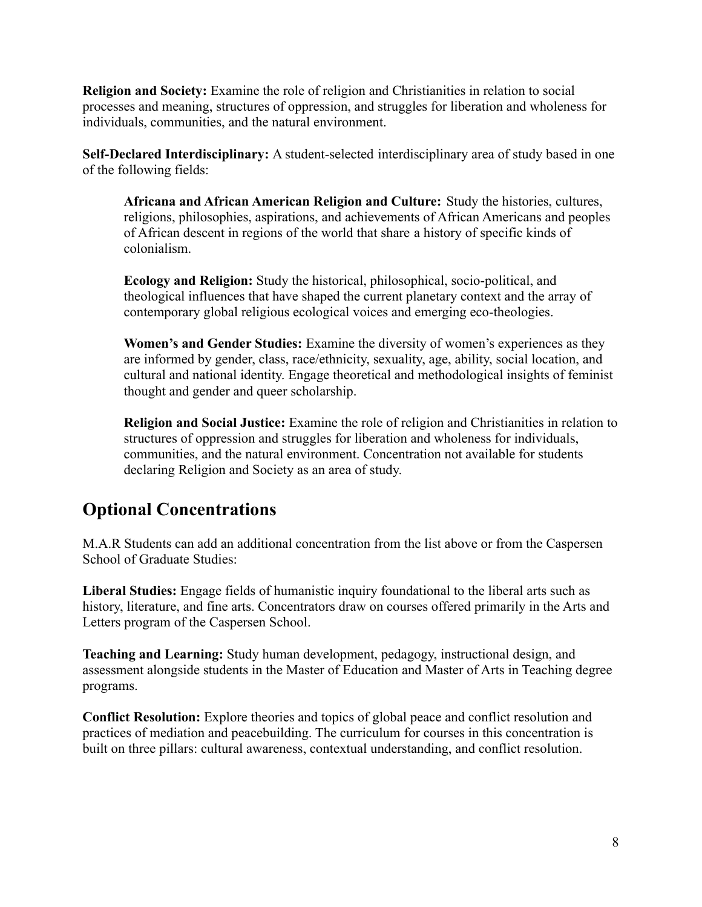**Religion and Society:** Examine the role of religion and Christianities in relation to social processes and meaning, structures of oppression, and struggles for liberation and wholeness for individuals, communities, and the natural environment.

**Self-Declared Interdisciplinary:** A student-selected interdisciplinary area of study based in one of the following fields:

> **Africana and African American Religion and Culture:** Study the histories, cultures, religions, philosophies, aspirations, and achievements of African Americans and peoples of African descent in regions of the world that share a history of specific kinds of colonialism.
>
> **Ecology and Religion:** Study the historical, philosophical, socio-political, and theological influences that have shaped the current planetary context and the array of contemporary global religious ecological voices and emerging eco-theologies.
>
> **Women's and Gender Studies:** Examine the diversity of women's experiences as they are informed by gender, class, race/ethnicity, sexuality, age, ability, social location, and cultural and national identity. Engage theoretical and methodological insights of feminist thought and gender and queer scholarship.
>
> **Religion and Social Justice:** Examine the role of religion and Christianities in relation to structures of oppression and struggles for liberation and wholeness for individuals, communities, and the natural environment. Concentration not available for students declaring Religion and Society as an area of study.

## Optional Concentrations

M.A.R Students can add an additional concentration from the list above or from the Caspersen School of Graduate Studies:

**Liberal Studies:** Engage fields of humanistic inquiry foundational to the liberal arts such as history, literature, and fine arts. Concentrators draw on courses offered primarily in the Arts and Letters program of the Caspersen School.

**Teaching and Learning:** Study human development, pedagogy, instructional design, and assessment alongside students in the Master of Education and Master of Arts in Teaching degree programs.

**Conflict Resolution:** Explore theories and topics of global peace and conflict resolution and practices of mediation and peacebuilding. The curriculum for courses in this concentration is built on three pillars: cultural awareness, contextual understanding, and conflict resolution.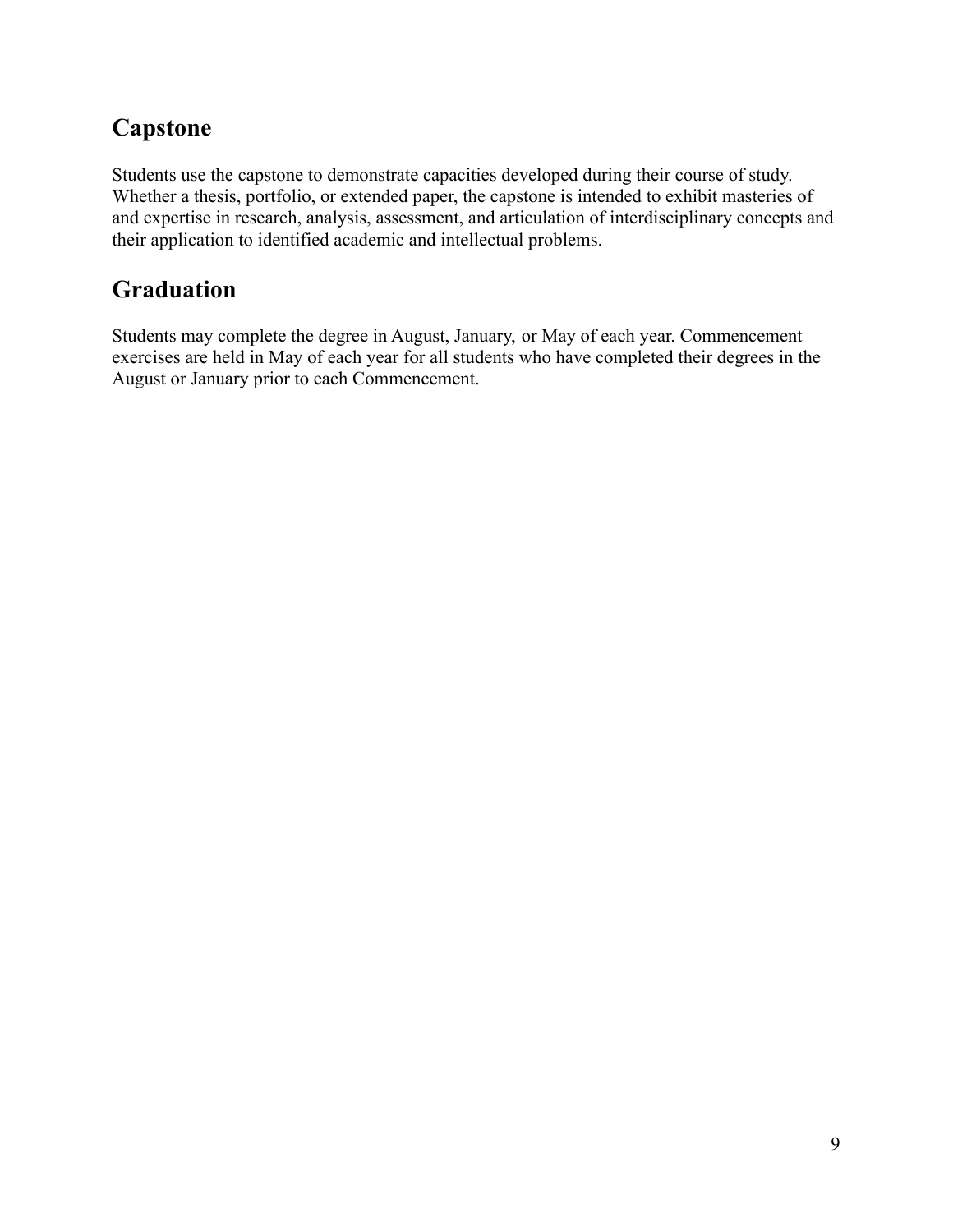## Capstone

Students use the capstone to demonstrate capacities developed during their course of study. Whether a thesis, portfolio, or extended paper, the capstone is intended to exhibit masteries of and expertise in research, analysis, assessment, and articulation of interdisciplinary concepts and their application to identified academic and intellectual problems.

## Graduation

Students may complete the degree in August, January, or May of each year. Commencement exercises are held in May of each year for all students who have completed their degrees in the August or January prior to each Commencement.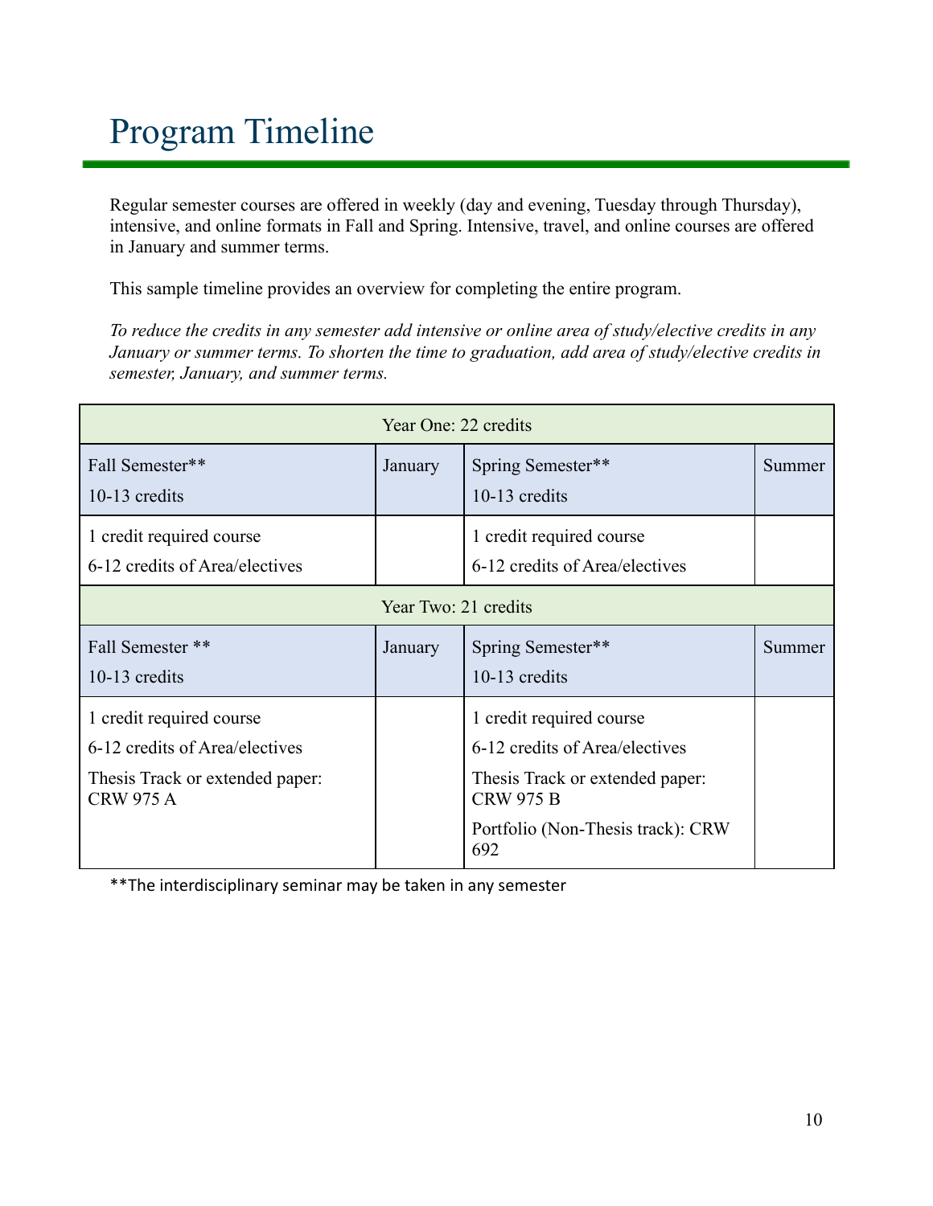# Program Timeline

Regular semester courses are offered in weekly (day and evening, Tuesday through Thursday), intensive, and online formats in Fall and Spring. Intensive, travel, and online courses are offered in January and summer terms.

This sample timeline provides an overview for completing the entire program.

*To reduce the credits in any semester add intensive or online area of study/elective credits in any January or summer terms. To shorten the time to graduation, add area of study/elective credits in semester, January, and summer terms.*

| Year One: 22 credits | | | |
|---|---|---|---|
| Fall Semester**<br>10-13 credits | January | Spring Semester**<br>10-13 credits | Summer |
| 1 credit required course<br>6-12 credits of Area/electives | | 1 credit required course<br>6-12 credits of Area/electives | |
| **Year Two: 21 credits** | | | |
| Fall Semester **<br>10-13 credits | January | Spring Semester**<br>10-13 credits | Summer |
| 1 credit required course<br>6-12 credits of Area/electives<br>Thesis Track or extended paper: CRW 975 A | | 1 credit required course<br>6-12 credits of Area/electives<br>Thesis Track or extended paper: CRW 975 B<br>Portfolio (Non-Thesis track): CRW 692 | |

**The interdisciplinary seminar may be taken in any semester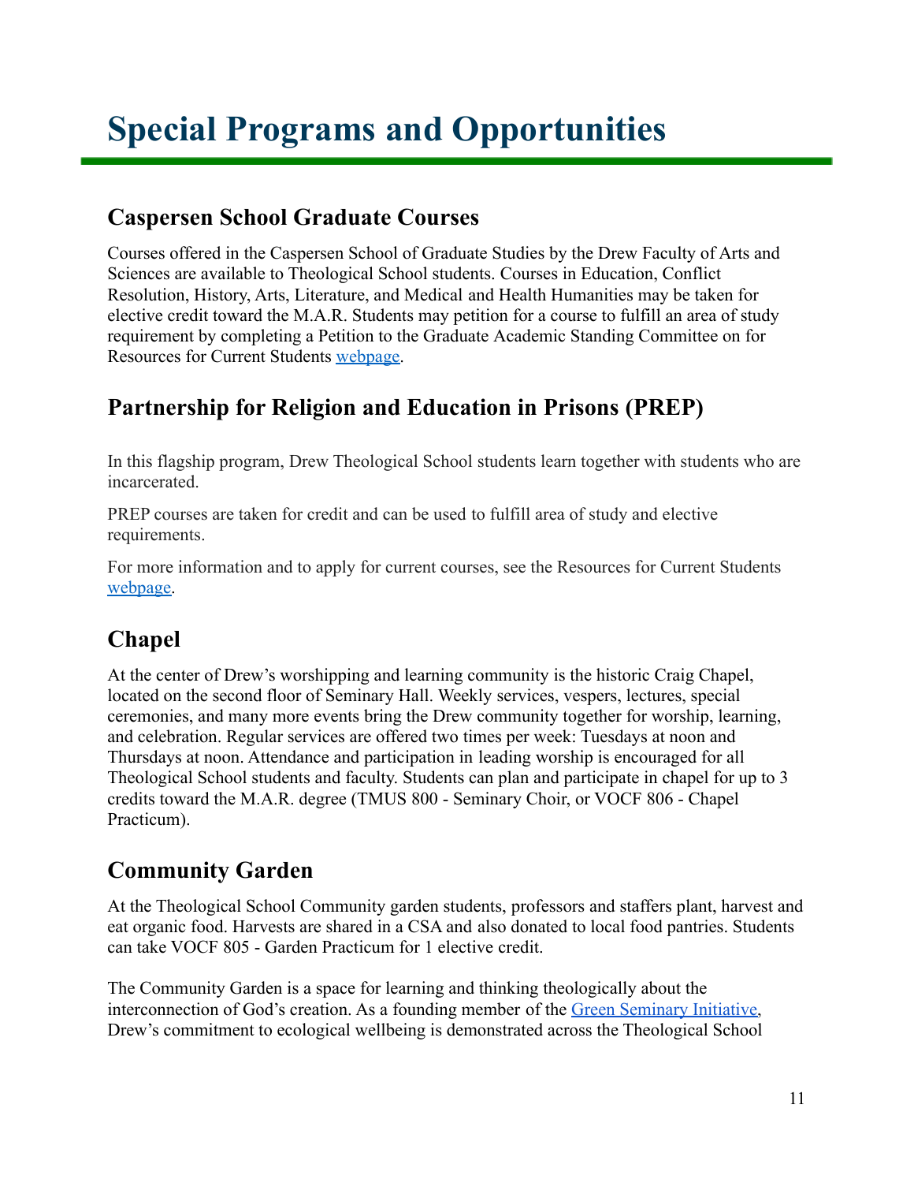# Special Programs and Opportunities

## Caspersen School Graduate Courses

Courses offered in the Caspersen School of Graduate Studies by the Drew Faculty of Arts and Sciences are available to Theological School students. Courses in Education, Conflict Resolution, History, Arts, Literature, and Medical and Health Humanities may be taken for elective credit toward the M.A.R. Students may petition for a course to fulfill an area of study requirement by completing a Petition to the Graduate Academic Standing Committee on for Resources for Current Students [webpage](webpage).

## Partnership for Religion and Education in Prisons (PREP)

In this flagship program, Drew Theological School students learn together with students who are incarcerated.

PREP courses are taken for credit and can be used to fulfill area of study and elective requirements.

For more information and to apply for current courses, see the Resources for Current Students [webpage](webpage).

## Chapel

At the center of Drew's worshipping and learning community is the historic Craig Chapel, located on the second floor of Seminary Hall. Weekly services, vespers, lectures, special ceremonies, and many more events bring the Drew community together for worship, learning, and celebration. Regular services are offered two times per week: Tuesdays at noon and Thursdays at noon. Attendance and participation in leading worship is encouraged for all Theological School students and faculty. Students can plan and participate in chapel for up to 3 credits toward the M.A.R. degree (TMUS 800 - Seminary Choir, or VOCF 806 - Chapel Practicum).

## Community Garden

At the Theological School Community garden students, professors and staffers plant, harvest and eat organic food. Harvests are shared in a CSA and also donated to local food pantries. Students can take VOCF 805 - Garden Practicum for 1 elective credit.

The Community Garden is a space for learning and thinking theologically about the interconnection of God's creation. As a founding member of the [Green Seminary Initiative](Green Seminary Initiative), Drew's commitment to ecological wellbeing is demonstrated across the Theological School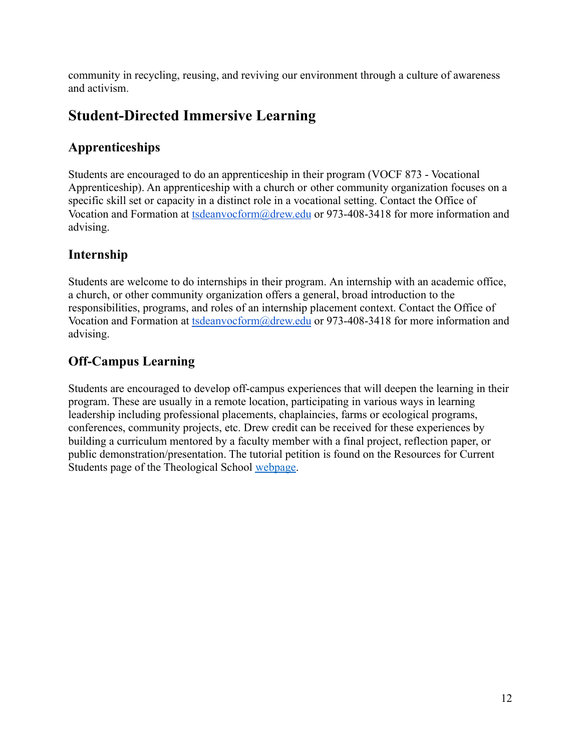community in recycling, reusing, and reviving our environment through a culture of awareness and activism.

## Student-Directed Immersive Learning

### Apprenticeships

Students are encouraged to do an apprenticeship in their program (VOCF 873 - Vocational Apprenticeship). An apprenticeship with a church or other community organization focuses on a specific skill set or capacity in a distinct role in a vocational setting. Contact the Office of Vocation and Formation at [tsdeanvocform@drew.edu](mailto:tsdeanvocform@drew.edu) or 973-408-3418 for more information and advising.

### Internship

Students are welcome to do internships in their program. An internship with an academic office, a church, or other community organization offers a general, broad introduction to the responsibilities, programs, and roles of an internship placement context. Contact the Office of Vocation and Formation at [tsdeanvocform@drew.edu](mailto:tsdeanvocform@drew.edu) or 973-408-3418 for more information and advising.

### Off-Campus Learning

Students are encouraged to develop off-campus experiences that will deepen the learning in their program. These are usually in a remote location, participating in various ways in learning leadership including professional placements, chaplaincies, farms or ecological programs, conferences, community projects, etc. Drew credit can be received for these experiences by building a curriculum mentored by a faculty member with a final project, reflection paper, or public demonstration/presentation. The tutorial petition is found on the Resources for Current Students page of the Theological School webpage.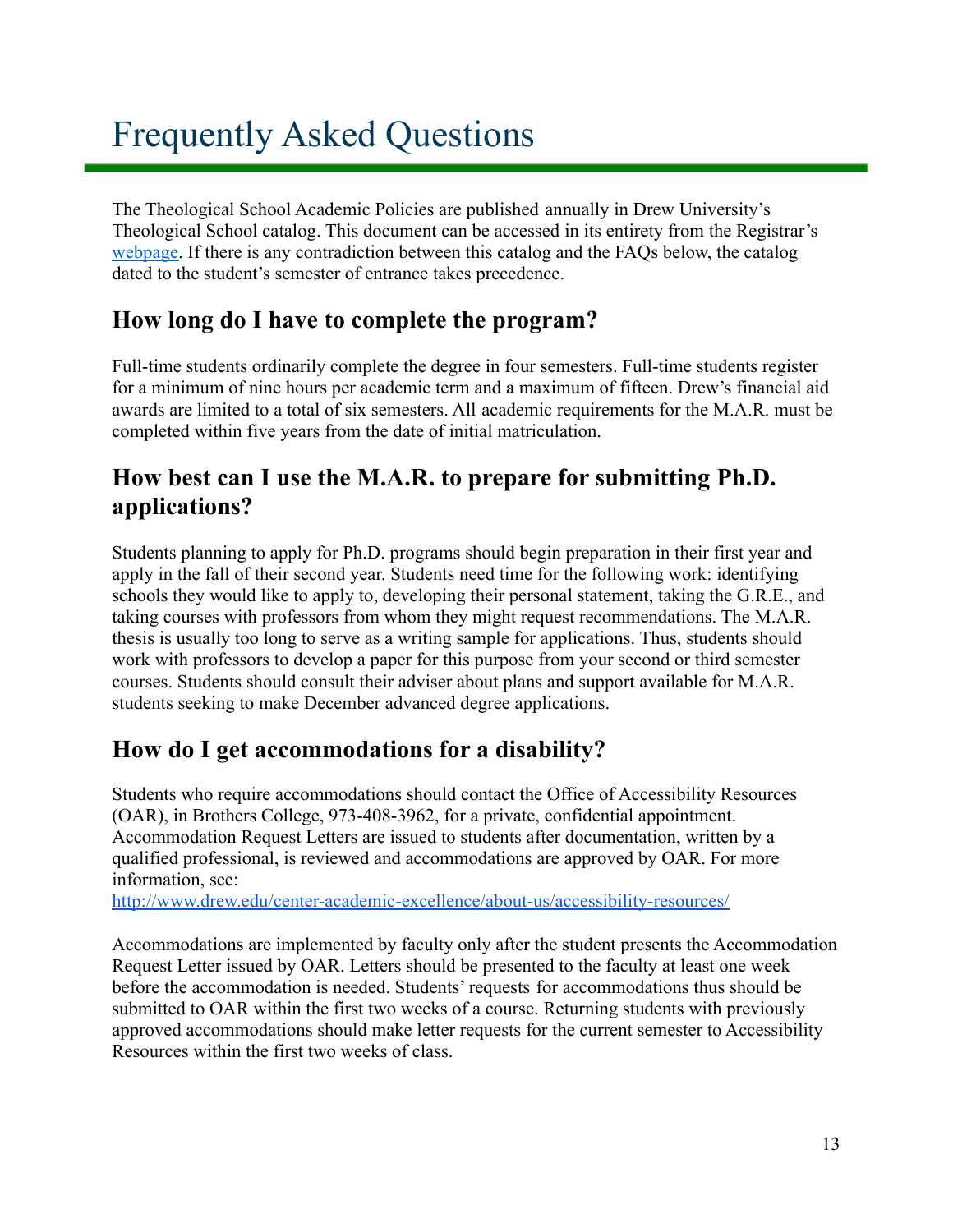# Frequently Asked Questions

The Theological School Academic Policies are published annually in Drew University's Theological School catalog. This document can be accessed in its entirety from the Registrar's [webpage](). If there is any contradiction between this catalog and the FAQs below, the catalog dated to the student's semester of entrance takes precedence.

## How long do I have to complete the program?

Full-time students ordinarily complete the degree in four semesters. Full-time students register for a minimum of nine hours per academic term and a maximum of fifteen. Drew's financial aid awards are limited to a total of six semesters. All academic requirements for the M.A.R. must be completed within five years from the date of initial matriculation.

## How best can I use the M.A.R. to prepare for submitting Ph.D. applications?

Students planning to apply for Ph.D. programs should begin preparation in their first year and apply in the fall of their second year. Students need time for the following work: identifying schools they would like to apply to, developing their personal statement, taking the G.R.E., and taking courses with professors from whom they might request recommendations. The M.A.R. thesis is usually too long to serve as a writing sample for applications. Thus, students should work with professors to develop a paper for this purpose from your second or third semester courses. Students should consult their adviser about plans and support available for M.A.R. students seeking to make December advanced degree applications.

## How do I get accommodations for a disability?

Students who require accommodations should contact the Office of Accessibility Resources (OAR), in Brothers College, 973-408-3962, for a private, confidential appointment. Accommodation Request Letters are issued to students after documentation, written by a qualified professional, is reviewed and accommodations are approved by OAR. For more information, see:
http://www.drew.edu/center-academic-excellence/about-us/accessibility-resources/

Accommodations are implemented by faculty only after the student presents the Accommodation Request Letter issued by OAR. Letters should be presented to the faculty at least one week before the accommodation is needed. Students' requests for accommodations thus should be submitted to OAR within the first two weeks of a course. Returning students with previously approved accommodations should make letter requests for the current semester to Accessibility Resources within the first two weeks of class.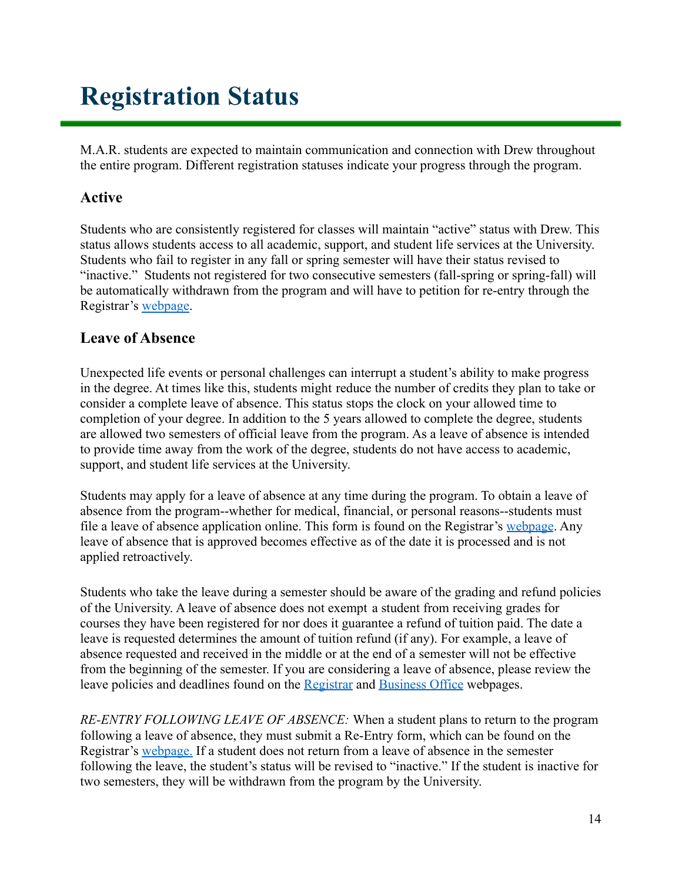# Registration Status

M.A.R. students are expected to maintain communication and connection with Drew throughout the entire program. Different registration statuses indicate your progress through the program.

## Active

Students who are consistently registered for classes will maintain "active" status with Drew. This status allows students access to all academic, support, and student life services at the University. Students who fail to register in any fall or spring semester will have their status revised to "inactive." Students not registered for two consecutive semesters (fall-spring or spring-fall) will be automatically withdrawn from the program and will have to petition for re-entry through the Registrar's webpage.

## Leave of Absence

Unexpected life events or personal challenges can interrupt a student's ability to make progress in the degree. At times like this, students might reduce the number of credits they plan to take or consider a complete leave of absence. This status stops the clock on your allowed time to completion of your degree. In addition to the 5 years allowed to complete the degree, students are allowed two semesters of official leave from the program. As a leave of absence is intended to provide time away from the work of the degree, students do not have access to academic, support, and student life services at the University.

Students may apply for a leave of absence at any time during the program. To obtain a leave of absence from the program--whether for medical, financial, or personal reasons--students must file a leave of absence application online. This form is found on the Registrar's webpage. Any leave of absence that is approved becomes effective as of the date it is processed and is not applied retroactively.

Students who take the leave during a semester should be aware of the grading and refund policies of the University. A leave of absence does not exempt a student from receiving grades for courses they have been registered for nor does it guarantee a refund of tuition paid. The date a leave is requested determines the amount of tuition refund (if any). For example, a leave of absence requested and received in the middle or at the end of a semester will not be effective from the beginning of the semester. If you are considering a leave of absence, please review the leave policies and deadlines found on the Registrar and Business Office webpages.

*RE-ENTRY FOLLOWING LEAVE OF ABSENCE:* When a student plans to return to the program following a leave of absence, they must submit a Re-Entry form, which can be found on the Registrar's webpage. If a student does not return from a leave of absence in the semester following the leave, the student's status will be revised to "inactive." If the student is inactive for two semesters, they will be withdrawn from the program by the University.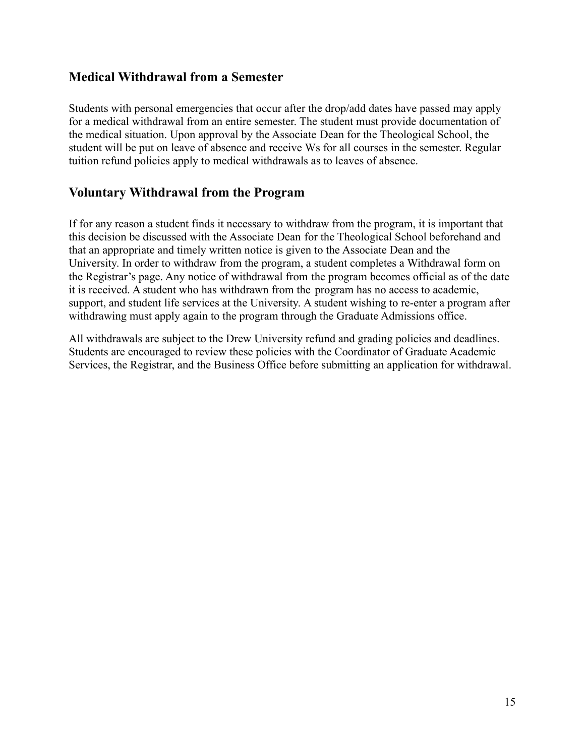## Medical Withdrawal from a Semester

Students with personal emergencies that occur after the drop/add dates have passed may apply for a medical withdrawal from an entire semester. The student must provide documentation of the medical situation. Upon approval by the Associate Dean for the Theological School, the student will be put on leave of absence and receive Ws for all courses in the semester. Regular tuition refund policies apply to medical withdrawals as to leaves of absence.

## Voluntary Withdrawal from the Program

If for any reason a student finds it necessary to withdraw from the program, it is important that this decision be discussed with the Associate Dean for the Theological School beforehand and that an appropriate and timely written notice is given to the Associate Dean and the University. In order to withdraw from the program, a student completes a Withdrawal form on the Registrar's page. Any notice of withdrawal from the program becomes official as of the date it is received. A student who has withdrawn from the program has no access to academic, support, and student life services at the University. A student wishing to re-enter a program after withdrawing must apply again to the program through the Graduate Admissions office.

All withdrawals are subject to the Drew University refund and grading policies and deadlines. Students are encouraged to review these policies with the Coordinator of Graduate Academic Services, the Registrar, and the Business Office before submitting an application for withdrawal.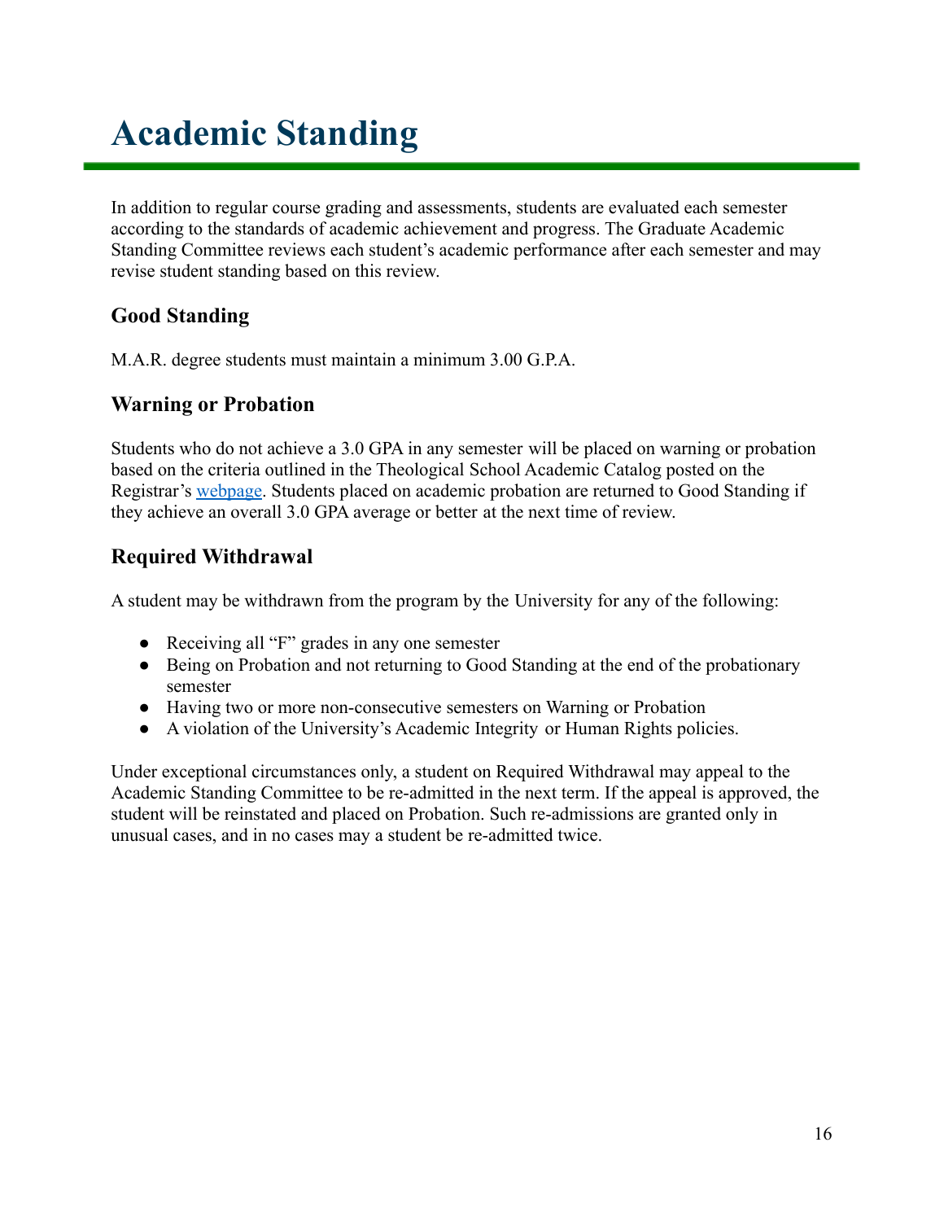# Academic Standing

In addition to regular course grading and assessments, students are evaluated each semester according to the standards of academic achievement and progress. The Graduate Academic Standing Committee reviews each student's academic performance after each semester and may revise student standing based on this review.

## Good Standing

M.A.R. degree students must maintain a minimum 3.00 G.P.A.

## Warning or Probation

Students who do not achieve a 3.0 GPA in any semester will be placed on warning or probation based on the criteria outlined in the Theological School Academic Catalog posted on the Registrar's [webpage](). Students placed on academic probation are returned to Good Standing if they achieve an overall 3.0 GPA average or better at the next time of review.

## Required Withdrawal

A student may be withdrawn from the program by the University for any of the following:

- Receiving all "F" grades in any one semester
- Being on Probation and not returning to Good Standing at the end of the probationary semester
- Having two or more non-consecutive semesters on Warning or Probation
- A violation of the University's Academic Integrity or Human Rights policies.

Under exceptional circumstances only, a student on Required Withdrawal may appeal to the Academic Standing Committee to be re-admitted in the next term. If the appeal is approved, the student will be reinstated and placed on Probation. Such re-admissions are granted only in unusual cases, and in no cases may a student be re-admitted twice.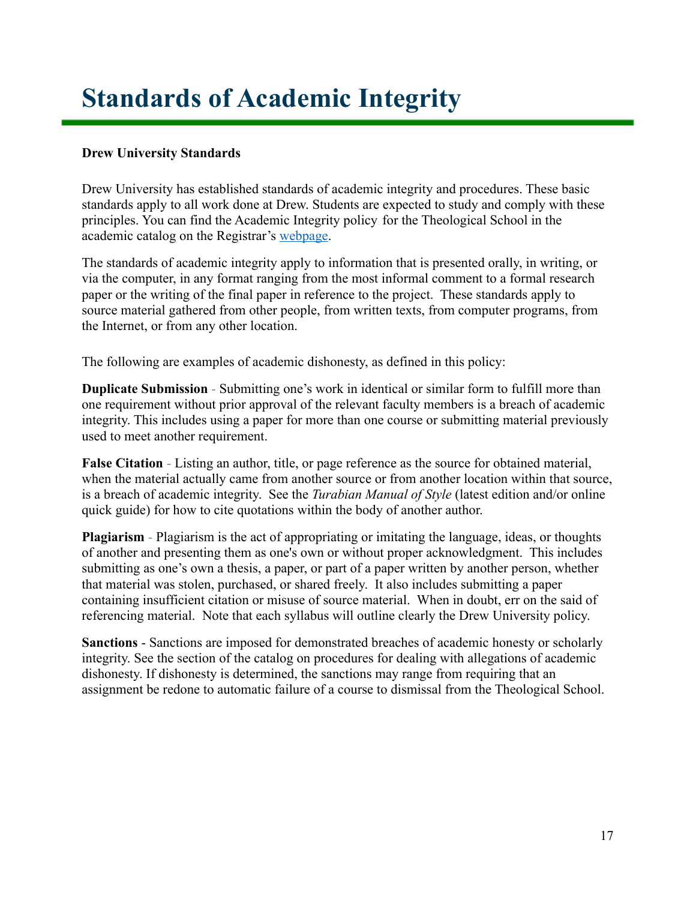# Standards of Academic Integrity

**Drew University Standards**

Drew University has established standards of academic integrity and procedures. These basic standards apply to all work done at Drew. Students are expected to study and comply with these principles. You can find the Academic Integrity policy for the Theological School in the academic catalog on the Registrar's [webpage](webpage).

The standards of academic integrity apply to information that is presented orally, in writing, or via the computer, in any format ranging from the most informal comment to a formal research paper or the writing of the final paper in reference to the project. These standards apply to source material gathered from other people, from written texts, from computer programs, from the Internet, or from any other location.

The following are examples of academic dishonesty, as defined in this policy:

**Duplicate Submission** - Submitting one's work in identical or similar form to fulfill more than one requirement without prior approval of the relevant faculty members is a breach of academic integrity. This includes using a paper for more than one course or submitting material previously used to meet another requirement.

**False Citation** - Listing an author, title, or page reference as the source for obtained material, when the material actually came from another source or from another location within that source, is a breach of academic integrity. See the *Turabian Manual of Style* (latest edition and/or online quick guide) for how to cite quotations within the body of another author.

**Plagiarism** - Plagiarism is the act of appropriating or imitating the language, ideas, or thoughts of another and presenting them as one's own or without proper acknowledgment. This includes submitting as one's own a thesis, a paper, or part of a paper written by another person, whether that material was stolen, purchased, or shared freely. It also includes submitting a paper containing insufficient citation or misuse of source material. When in doubt, err on the said of referencing material. Note that each syllabus will outline clearly the Drew University policy.

**Sanctions** - Sanctions are imposed for demonstrated breaches of academic honesty or scholarly integrity. See the section of the catalog on procedures for dealing with allegations of academic dishonesty. If dishonesty is determined, the sanctions may range from requiring that an assignment be redone to automatic failure of a course to dismissal from the Theological School.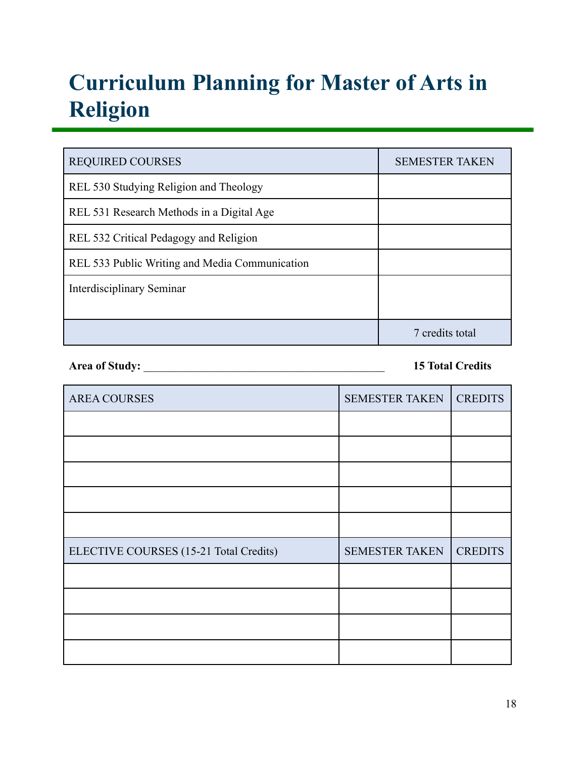# Curriculum Planning for Master of Arts in Religion

| REQUIRED COURSES | SEMESTER TAKEN |
| --- | --- |
| REL 530 Studying Religion and Theology | |
| REL 531 Research Methods in a Digital Age | |
| REL 532 Critical Pedagogy and Religion | |
| REL 533 Public Writing and Media Communication | |
| Interdisciplinary Seminar | |
| | 7 credits total |

**Area of Study:** ___________________________________________ **15 Total Credits**

| AREA COURSES | SEMESTER TAKEN | CREDITS |
| --- | --- | --- |
| | | |
| | | |
| | | |
| | | |
| | | |
| ELECTIVE COURSES (15-21 Total Credits) | SEMESTER TAKEN | CREDITS |
| | | |
| | | |
| | | |
| | | |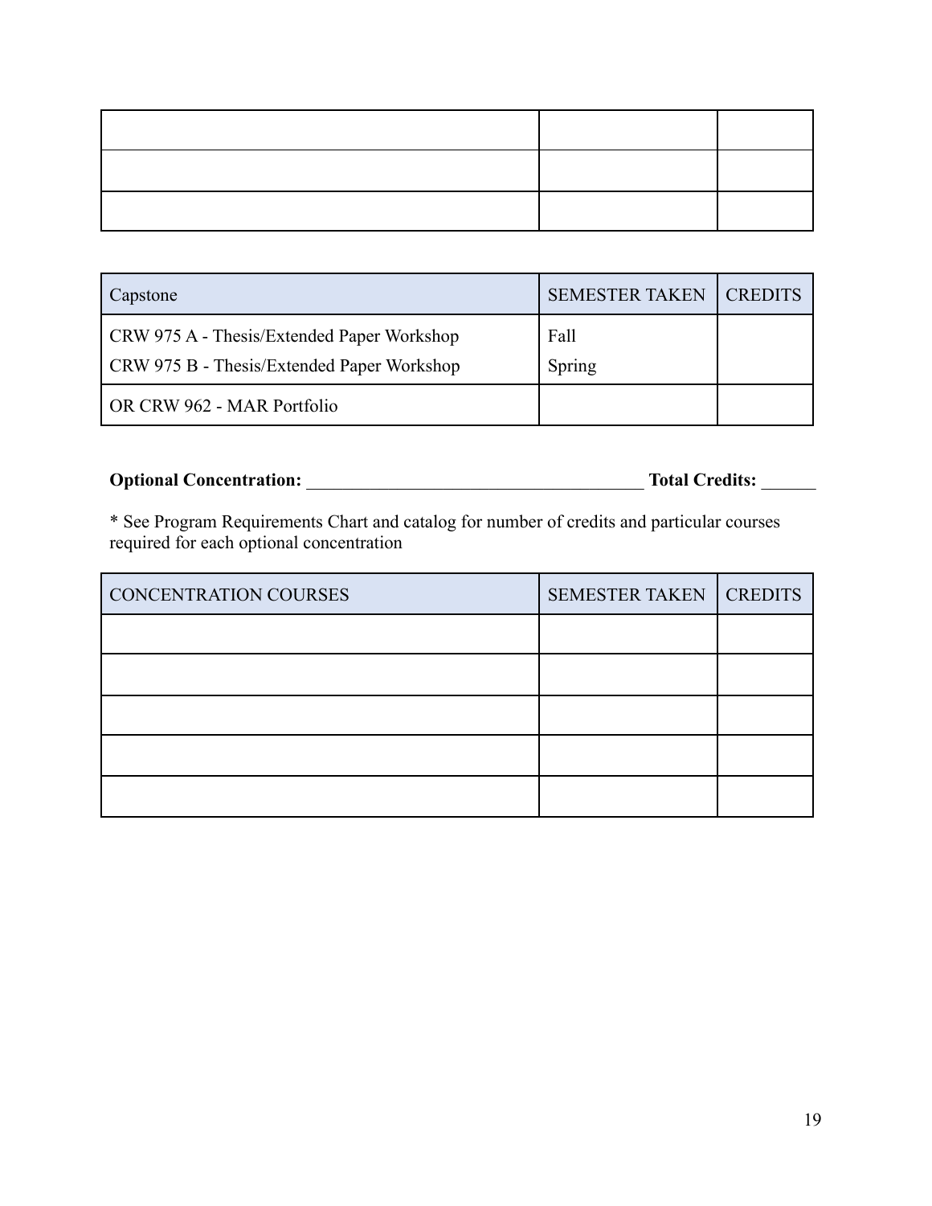| | | |
|---|---|---|
| | | |
| | | |
| | | |

| Capstone | SEMESTER TAKEN | CREDITS |
|---|---|---|
| CRW 975 A - Thesis/Extended Paper Workshop<br>CRW 975 B - Thesis/Extended Paper Workshop | Fall<br>Spring | |
| OR CRW 962 - MAR Portfolio | | |

**Optional Concentration:** ______________________________________ **Total Credits:** ______

* See Program Requirements Chart and catalog for number of credits and particular courses required for each optional concentration

| CONCENTRATION COURSES | SEMESTER TAKEN | CREDITS |
|---|---|---|
| | | |
| | | |
| | | |
| | | |
| | | |